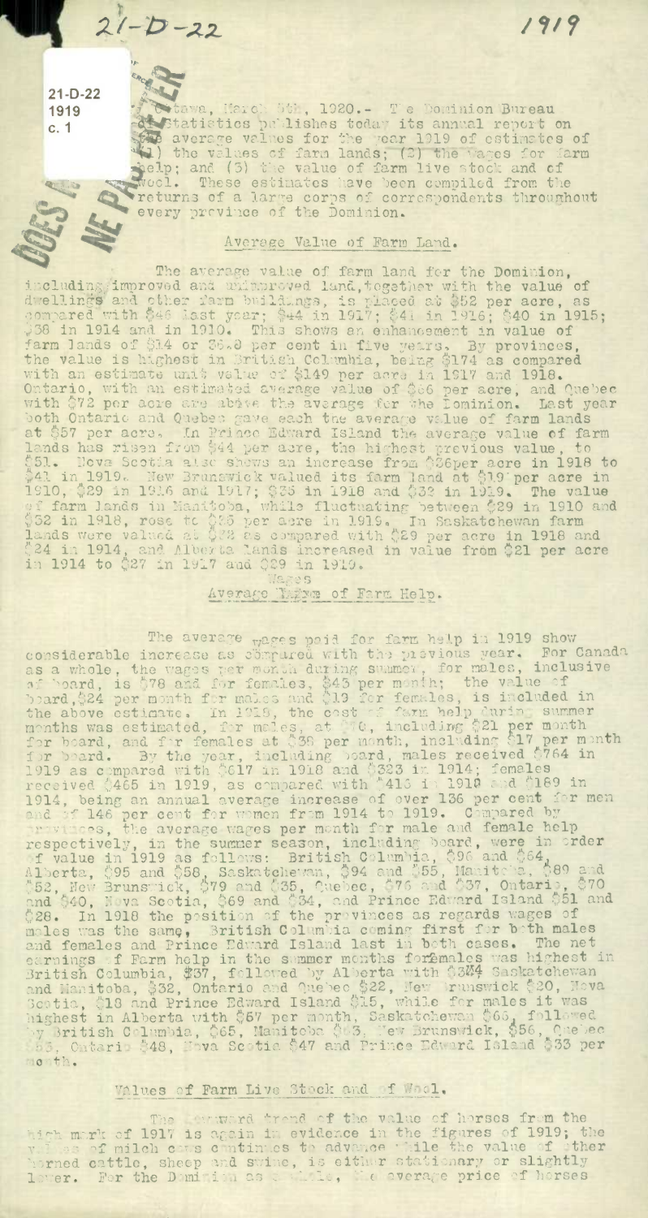21-D-22
1919
c. 1

DOES NOT CIRCULATE

Ottawa, March 5th, 1920.- The Dominion Bureau of Statistics publishes today its annual report on the average values for the year 1919 of estimates of (1) the values of farm lands; (2) the wages for farm help; and (3) the value of farm live stock and of wool. These estimates have been compiled from the returns of a large corps of correspondents throughout every province of the Dominion.

## Average Value of Farm Land.

The average value of farm land for the Dominion, including improved and unimproved land, together with the value of dwellings and other farm buildings, is placed at $52 per acre, as compared with $46 last year; $44 in 1917; $41 in 1916; $40 in 1915; $38 in 1914 and in 1910. This shows an enhancement in value of farm lands of $14 or 36.8 per cent in five years. By provinces, the value is highest in British Columbia, being $174 as compared with an estimate unit value of $149 per acre in 1917 and 1918. Ontario, with an estimated average value of $66 per acre, and Quebec with $72 per acre are above the average for the Dominion. Last year both Ontario and Quebec gave each the average value of farm lands at $57 per acre. In Prince Edward Island the average value of farm lands has risen from $44 per acre, the highest previous value, to $51. Nova Scotia also shows an increase from $36 per acre in 1918 to $41 in 1919. New Brunswick valued its farm land at $19 per acre in 1910, $29 in 1916 and 1917; $35 in 1918 and $33 in 1919. The value of farm lands in Manitoba, while fluctuating between $29 in 1910 and $32 in 1918, rose to $35 per acre in 1919. In Saskatchewan farm lands were valued at $28 as compared with $29 per acre in 1918 and $24 in 1914, and Alberta lands increased in value from $21 per acre in 1914 to $27 in 1917 and $29 in 1919.

## Average Wages of Farm Help.

The average wages paid for farm help in 1919 show considerable increase as compared with the previous year. For Canada as a whole, the wages per month during summer, for males, inclusive of board, is $78 and for females, $43 per month; the value of board, $24 per month for males and $19 for females, is included in the above estimate. In 1918, the cost of farm help during summer months was estimated, for males, at $70, including $21 per month for board, and for females at $38 per month, including $17 per month for board. By the year, including board, males received $764 in 1919 as compared with $617 in 1918 and $323 in 1914; females received $465 in 1919, as compared with $416 in 1918 and $189 in 1914, being an annual average increase of over 136 per cent for men and of 146 per cent for women from 1914 to 1919. Compared by provinces, the average wages per month for male and female help respectively, in the summer season, including board, were in order of value in 1919 as follows: British Columbia, $96 and $64, Alberta, $95 and $58, Saskatchewan, $94 and $55, Manitoba, $89 and $52, New Brunswick, $79 and $35, Quebec, $76 and $37, Ontario, $70 and $40, Nova Scotia, $69 and $34, and Prince Edward Island $51 and $28. In 1918 the position of the provinces as regards wages of males was the same, British Columbia coming first for both males and females and Prince Edward Island last in both cases. The net earnings of Farm help in the summer months for females was highest in British Columbia, $37, followed by Alberta with $34, Saskatchewan and Manitoba, $32, Ontario and Quebec $22, New Brunswick $20, Nova Scotia, $18 and Prince Edward Island $15, while for males it was highest in Alberta with $67 per month, Saskatchewan $65, followed by British Columbia, $65, Manitoba $63, New Brunswick, $56, Quebec $55, Ontario $48, Nova Scotia $47 and Prince Edward Island $33 per month.

## Values of Farm Live Stock and of Wool.

The downward trend of the value of horses from the high mark of 1917 is again in evidence in the figures of 1919; the values of milch cows continues to advance while the value of other horned cattle, sheep and swine, is either stationary or slightly lower. For the Dominion as a whole, the average price of horses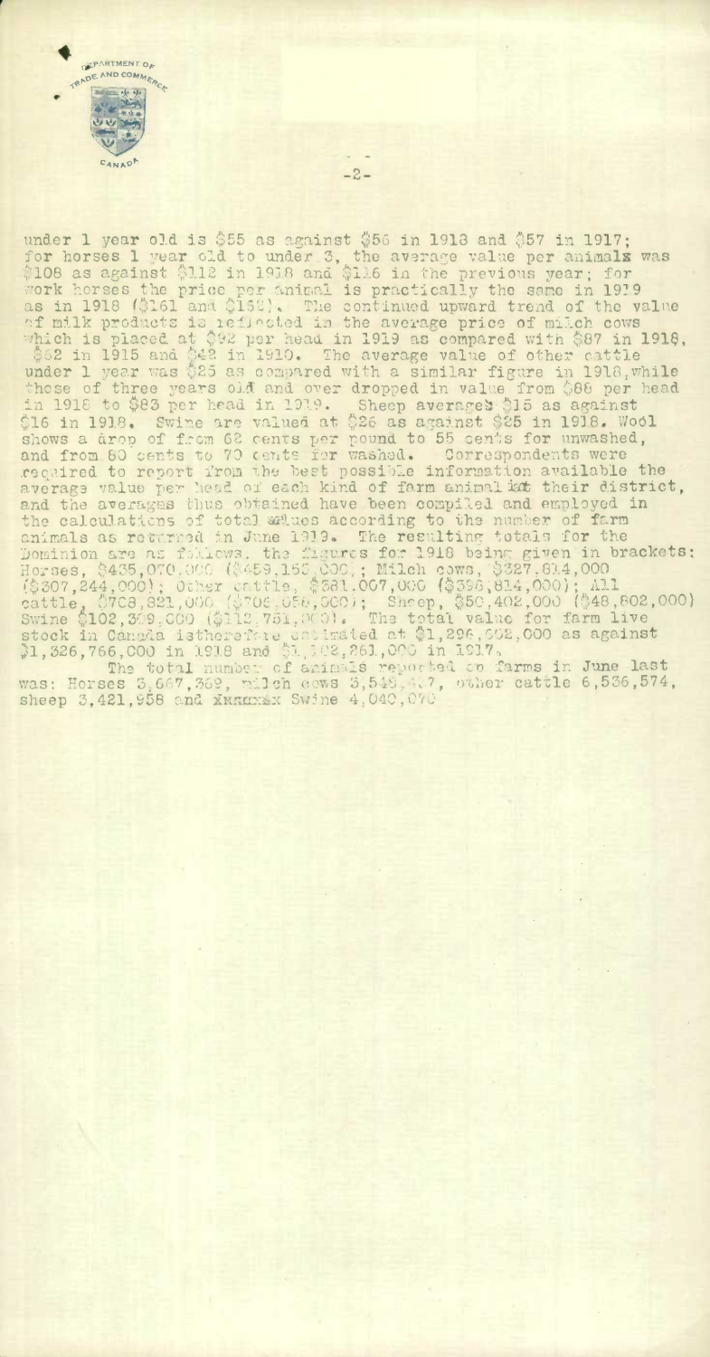under 1 year old is $55 as against $56 in 1918 and $57 in 1917; for horses 1 year old to under 3, the average value per animalx was $108 as against $112 in 1918 and $116 in the previous year; for work horses the price per animal is practically the same in 1919 as in 1918 ($161 and $162). The continued upward trend of the value of milk products is reflected in the average price of milch cows which is placed at $92 per head in 1919 as compared with $87 in 1918, $62 in 1915 and $42 in 1910. The average value of other cattle under 1 year was $25 as compared with a similar figure in 1918, while those of three years old and over dropped in value from $88 per head in 1918 to $83 per head in 1919. Sheep averaged $15 as against $16 in 1918. Swine are valued at $26 as against $25 in 1918. Wool shows a drop of from 62 cents per pound to 55 cents for unwashed, and from 80 cents to 70 cents for washed. Correspondents were required to report from the best possible information available the average value per head of each kind of farm animal ~~in~~ their district, and the averages thus obtained have been compiled and employed in the calculations of total values according to the number of farm animals as returned in June 1919. The resulting totals for the Dominion are as follows, the figures for 1918 being given in brackets: Horses, $435,070,000 ($459,155,000); Milch cows, $327,834,000 ($307,244,000); Other cattle, $381,007,000 ($398,814,000); All cattle, $708,821,000 ($706,058,000); Sheep, $50,402,000 ($48,802,000) Swine $102,309,000 ($112,751,000). The total value for farm live stock in Canada is therefore estimated at $1,296,602,000 as against $1,326,766,000 in 1918 and $1,102,261,000 in 1917.

The total number of animals reported on farms in June last was: Horses 3,667,369, milch cows 3,548,437, other cattle 6,536,574, sheep 3,421,958 and ~~xxxxxxx~~ Swine 4,040,070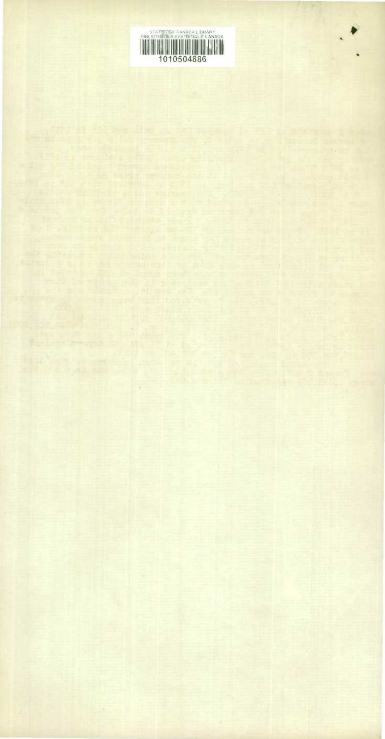STATISTICS CANADA LIBRARY
BIBLIOTHÈQUE STATISTIQUE CANADA

1010504886